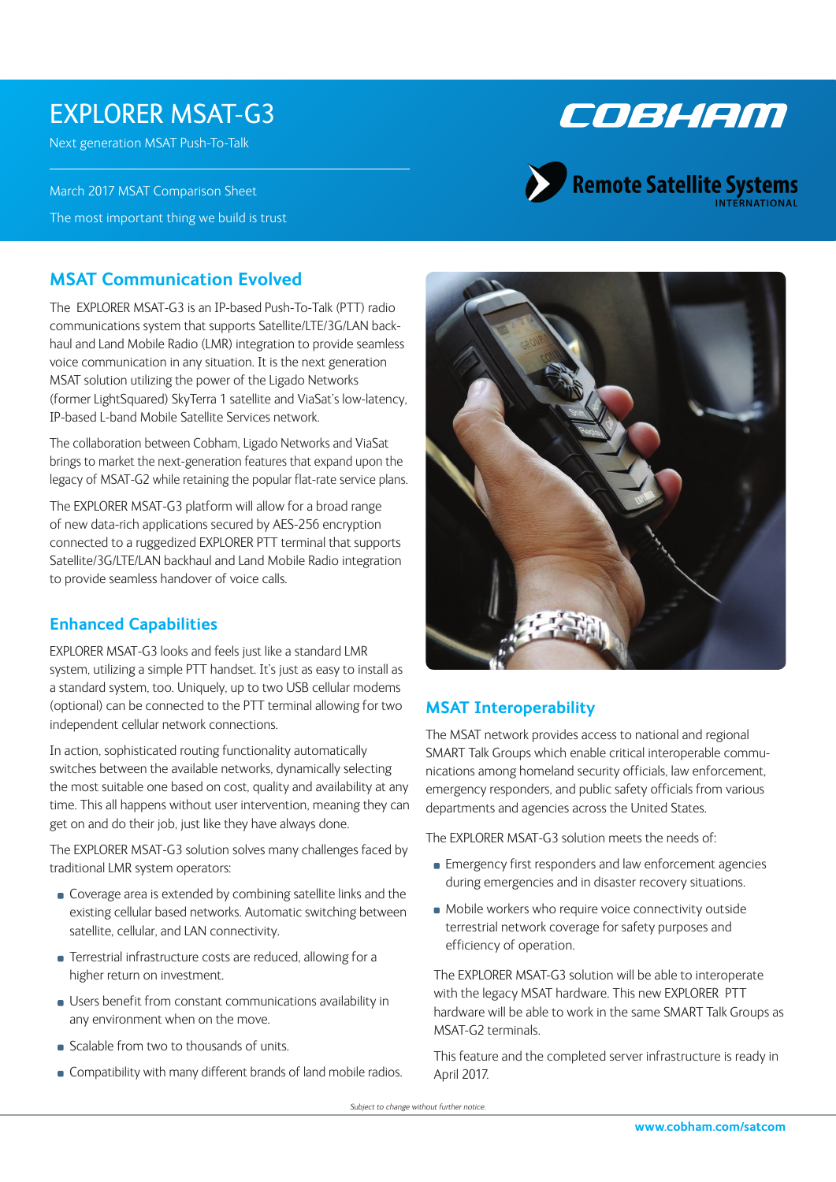# EXPLORER MSAT-G3

Next generation MSAT Push-To-Talk

March 2017 MSAT Comparison Sheet

The most important thing we build is trust

## MSAT Communication Evolved

The EXPLORER MSAT-G3 is an IP-based Push-To-Talk (PTT) radio communications system that supports Satellite/LTE/3G/LAN back-haul and Land Mobile Radio (LMR) integration to provide seamless voice communication in any situation. It is the next generation MSAT solution utilizing the power of the Ligado Networks (former LightSquared) SkyTerra 1 satellite and ViaSat's low-latency, IP-based L-band Mobile Satellite Services network.

The collaboration between Cobham, Ligado Networks and ViaSat brings to market the next-generation features that expand upon the legacy of MSAT-G2 while retaining the popular flat-rate service plans.

The EXPLORER MSAT-G3 platform will allow for a broad range of new data-rich applications secured by AES-256 encryption connected to a ruggedized EXPLORER PTT terminal that supports Satellite/3G/LTE/LAN backhaul and Land Mobile Radio integration to provide seamless handover of voice calls.

## Enhanced Capabilities

EXPLORER MSAT-G3 looks and feels just like a standard LMR system, utilizing a simple PTT handset. It's just as easy to install as a standard system, too. Uniquely, up to two USB cellular modems (optional) can be connected to the PTT terminal allowing for two independent cellular network connections.

In action, sophisticated routing functionality automatically switches between the available networks, dynamically selecting the most suitable one based on cost, quality and availability at any time. This all happens without user intervention, meaning they can get on and do their job, just like they have always done.

The EXPLORER MSAT-G3 solution solves many challenges faced by traditional LMR system operators:

- Coverage area is extended by combining satellite links and the existing cellular based networks. Automatic switching between satellite, cellular, and LAN connectivity.
- Terrestrial infrastructure costs are reduced, allowing for a higher return on investment.
- Users benefit from constant communications availability in any environment when on the move.
- Scalable from two to thousands of units.
- Compatibility with many different brands of land mobile radios.

## MSAT Interoperability

The MSAT network provides access to national and regional SMART Talk Groups which enable critical interoperable communications among homeland security officials, law enforcement, emergency responders, and public safety officials from various departments and agencies across the United States.

The EXPLORER MSAT-G3 solution meets the needs of:

- Emergency first responders and law enforcement agencies during emergencies and in disaster recovery situations.
- Mobile workers who require voice connectivity outside terrestrial network coverage for safety purposes and efficiency of operation.

The EXPLORER MSAT-G3 solution will be able to interoperate with the legacy MSAT hardware. This new EXPLORER PTT hardware will be able to work in the same SMART Talk Groups as MSAT-G2 terminals.

This feature and the completed server infrastructure is ready in April 2017.

*Subject to change without further notice.*

www.cobham.com/satcom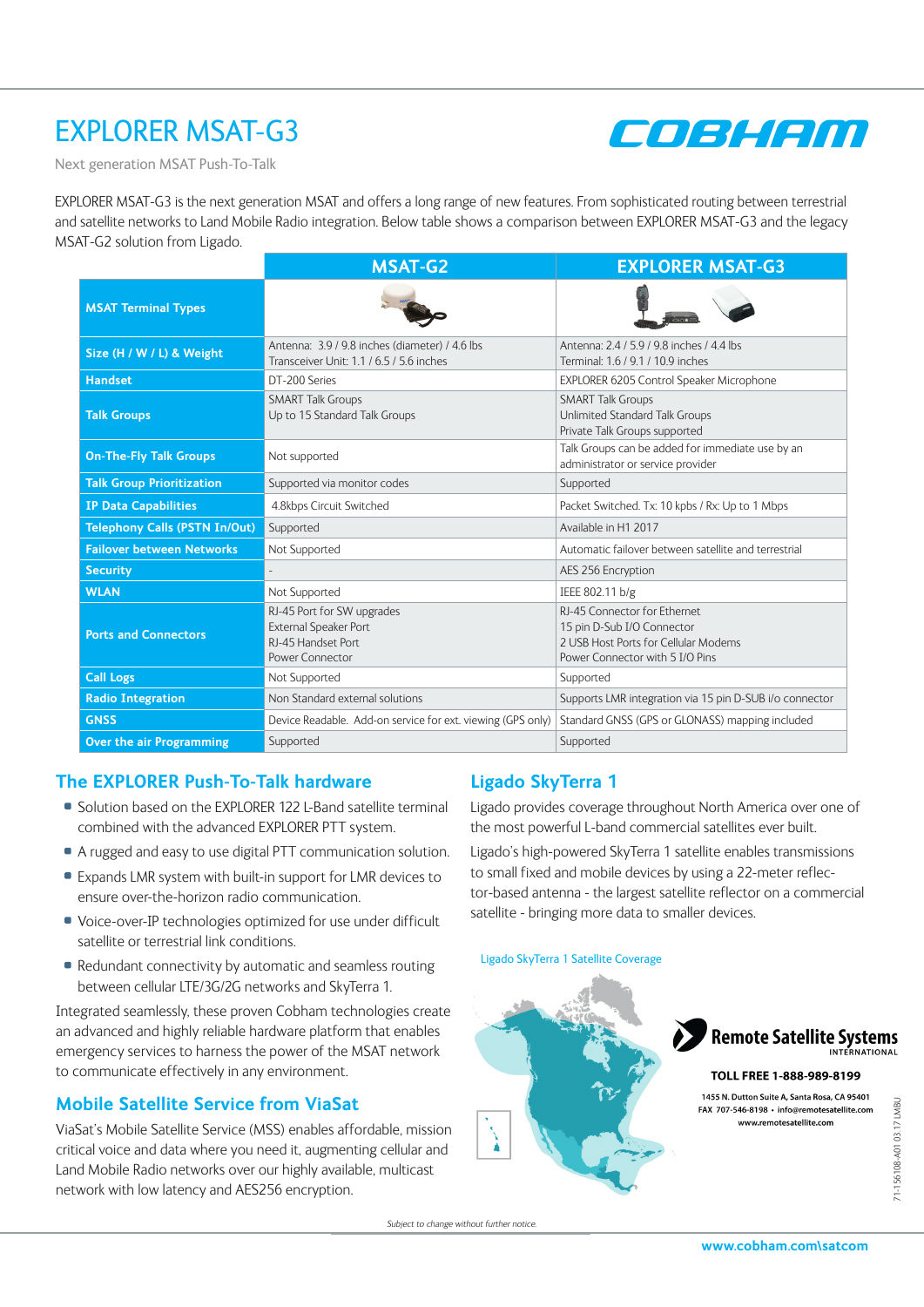# EXPLORER MSAT-G3

Next generation MSAT Push-To-Talk

COBHAM

EXPLORER MSAT-G3 is the next generation MSAT and offers a long range of new features. From sophisticated routing between terrestrial and satellite networks to Land Mobile Radio integration. Below table shows a comparison between EXPLORER MSAT-G3 and the legacy MSAT-G2 solution from Ligado.

| | MSAT-G2 | EXPLORER MSAT-G3 |
|---|---|---|
| **MSAT Terminal Types** | | |
| **Size (H / W / L) & Weight** | Antenna: 3.9 / 9.8 inches (diameter) / 4.6 lbs<br>Transceiver Unit: 1.1 / 6.5 / 5.6 inches | Antenna: 2.4 / 5.9 / 9.8 inches / 4.4 lbs<br>Terminal: 1.6 / 9.1 / 10.9 inches |
| **Handset** | DT-200 Series | EXPLORER 6205 Control Speaker Microphone |
| **Talk Groups** | SMART Talk Groups<br>Up to 15 Standard Talk Groups | SMART Talk Groups<br>Unlimited Standard Talk Groups<br>Private Talk Groups supported |
| **On-The-Fly Talk Groups** | Not supported | Talk Groups can be added for immediate use by an administrator or service provider |
| **Talk Group Prioritization** | Supported via monitor codes | Supported |
| **IP Data Capabilities** | 4.8kbps Circuit Switched | Packet Switched. Tx: 10 kpbs / Rx: Up to 1 Mbps |
| **Telephony Calls (PSTN In/Out)** | Supported | Available in H1 2017 |
| **Failover between Networks** | Not Supported | Automatic failover between satellite and terrestrial |
| **Security** | - | AES 256 Encryption |
| **WLAN** | Not Supported | IEEE 802.11 b/g |
| **Ports and Connectors** | RJ-45 Port for SW upgrades<br>External Speaker Port<br>RJ-45 Handset Port<br>Power Connector | RJ-45 Connector for Ethernet<br>15 pin D-Sub I/O Connector<br>2 USB Host Ports for Cellular Modems<br>Power Connector with 5 I/O Pins |
| **Call Logs** | Not Supported | Supported |
| **Radio Integration** | Non Standard external solutions | Supports LMR integration via 15 pin D-SUB i/o connector |
| **GNSS** | Device Readable. Add-on service for ext. viewing (GPS only) | Standard GNSS (GPS or GLONASS) mapping included |
| **Over the air Programming** | Supported | Supported |

## The EXPLORER Push-To-Talk hardware

- Solution based on the EXPLORER 122 L-Band satellite terminal combined with the advanced EXPLORER PTT system.
- A rugged and easy to use digital PTT communication solution.
- Expands LMR system with built-in support for LMR devices to ensure over-the-horizon radio communication.
- Voice-over-IP technologies optimized for use under difficult satellite or terrestrial link conditions.
- Redundant connectivity by automatic and seamless routing between cellular LTE/3G/2G networks and SkyTerra 1.

Integrated seamlessly, these proven Cobham technologies create an advanced and highly reliable hardware platform that enables emergency services to harness the power of the MSAT network to communicate effectively in any environment.

## Mobile Satellite Service from ViaSat

ViaSat's Mobile Satellite Service (MSS) enables affordable, mission critical voice and data where you need it, augmenting cellular and Land Mobile Radio networks over our highly available, multicast network with low latency and AES256 encryption.

## Ligado SkyTerra 1

Ligado provides coverage throughout North America over one of the most powerful L-band commercial satellites ever built.

Ligado's high-powered SkyTerra 1 satellite enables transmissions to small fixed and mobile devices by using a 22-meter reflector-based antenna - the largest satellite reflector on a commercial satellite - bringing more data to smaller devices.

Ligado SkyTerra 1 Satellite Coverage

Remote Satellite Systems INTERNATIONAL

TOLL FREE 1-888-989-8199

1455 N. Dutton Suite A, Santa Rosa, CA 95401
FAX 707-546-8198 • info@remotesatellite.com
www.remotesatellite.com

71-156108-A01 03.17 LMBU

*Subject to change without further notice.*

www.cobham.com\satcom